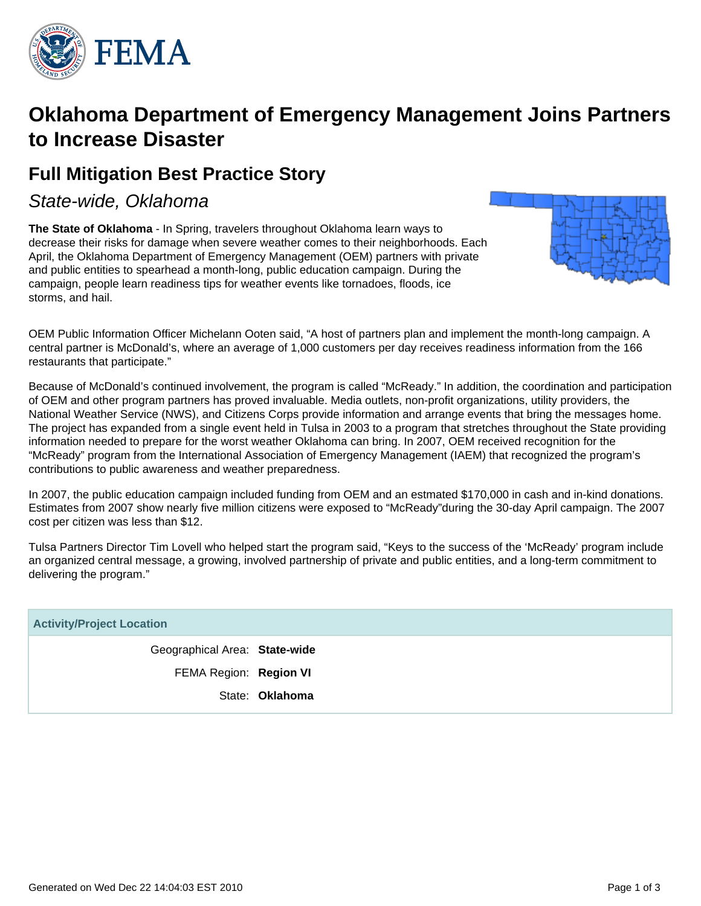# Oklahoma Department of Emergency Management Joins Partners to Increase Disaster

## Full Mitigation Best Practice Story

*State-wide, Oklahoma*

**The State of Oklahoma** - In Spring, travelers throughout Oklahoma learn ways to decrease their risks for damage when severe weather comes to their neighborhoods. Each April, the Oklahoma Department of Emergency Management (OEM) partners with private and public entities to spearhead a month-long, public education campaign. During the campaign, people learn readiness tips for weather events like tornadoes, floods, ice storms, and hail.

OEM Public Information Officer Michelann Ooten said, "A host of partners plan and implement the month-long campaign. A central partner is McDonald's, where an average of 1,000 customers per day receives readiness information from the 166 restaurants that participate."

Because of McDonald's continued involvement, the program is called "McReady." In addition, the coordination and participation of OEM and other program partners has proved invaluable. Media outlets, non-profit organizations, utility providers, the National Weather Service (NWS), and Citizens Corps provide information and arrange events that bring the messages home. The project has expanded from a single event held in Tulsa in 2003 to a program that stretches throughout the State providing information needed to prepare for the worst weather Oklahoma can bring. In 2007, OEM received recognition for the "McReady" program from the International Association of Emergency Management (IAEM) that recognized the program's contributions to public awareness and weather preparedness.

In 2007, the public education campaign included funding from OEM and an estmated $170,000 in cash and in-kind donations. Estimates from 2007 show nearly five million citizens were exposed to "McReady"during the 30-day April campaign. The 2007 cost per citizen was less than $12.

Tulsa Partners Director Tim Lovell who helped start the program said, "Keys to the success of the 'McReady' program include an organized central message, a growing, involved partnership of private and public entities, and a long-term commitment to delivering the program."

| Activity/Project Location | |
|---|---|
| Geographical Area: | **State-wide** |
| FEMA Region: | **Region VI** |
| State: | **Oklahoma** |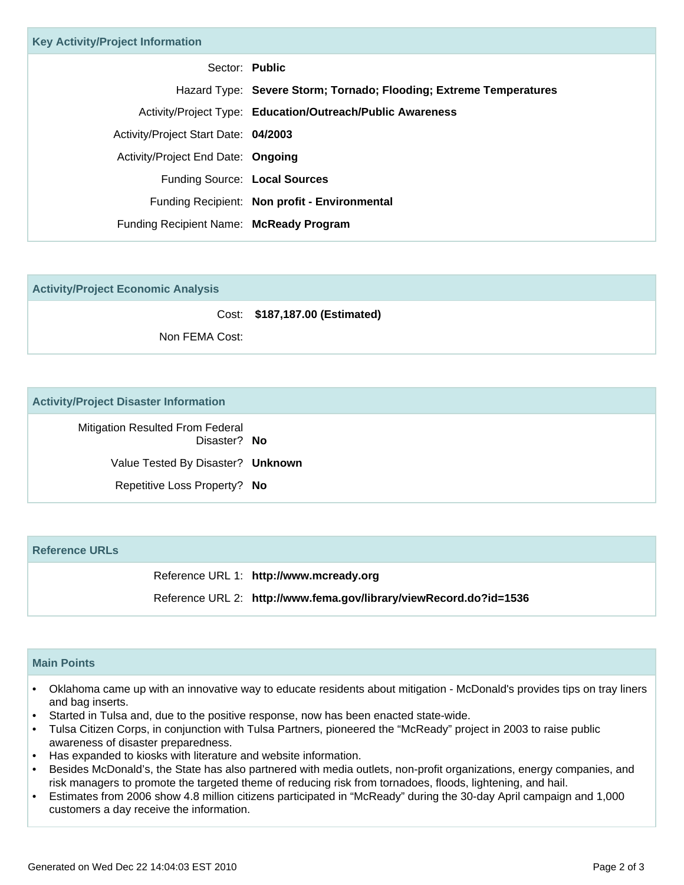## Key Activity/Project Information

| | |
|---|---|
| Sector: | **Public** |
| Hazard Type: | **Severe Storm; Tornado; Flooding; Extreme Temperatures** |
| Activity/Project Type: | **Education/Outreach/Public Awareness** |
| Activity/Project Start Date: | **04/2003** |
| Activity/Project End Date: | **Ongoing** |
| Funding Source: | **Local Sources** |
| Funding Recipient: | **Non profit - Environmental** |
| Funding Recipient Name: | **McReady Program** |

## Activity/Project Economic Analysis

| | |
|---|---|
| Cost: | **$187,187.00 (Estimated)** |
| Non FEMA Cost: | |

## Activity/Project Disaster Information

| | |
|---|---|
| Mitigation Resulted From Federal Disaster? | **No** |
| Value Tested By Disaster? | **Unknown** |
| Repetitive Loss Property? | **No** |

## Reference URLs

| | |
|---|---|
| Reference URL 1: | **http://www.mcready.org** |
| Reference URL 2: | **http://www.fema.gov/library/viewRecord.do?id=1536** |

## Main Points

- Oklahoma came up with an innovative way to educate residents about mitigation - McDonald's provides tips on tray liners and bag inserts.
- Started in Tulsa and, due to the positive response, now has been enacted state-wide.
- Tulsa Citizen Corps, in conjunction with Tulsa Partners, pioneered the "McReady" project in 2003 to raise public awareness of disaster preparedness.
- Has expanded to kiosks with literature and website information.
- Besides McDonald's, the State has also partnered with media outlets, non-profit organizations, energy companies, and risk managers to promote the targeted theme of reducing risk from tornadoes, floods, lightening, and hail.
- Estimates from 2006 show 4.8 million citizens participated in "McReady" during the 30-day April campaign and 1,000 customers a day receive the information.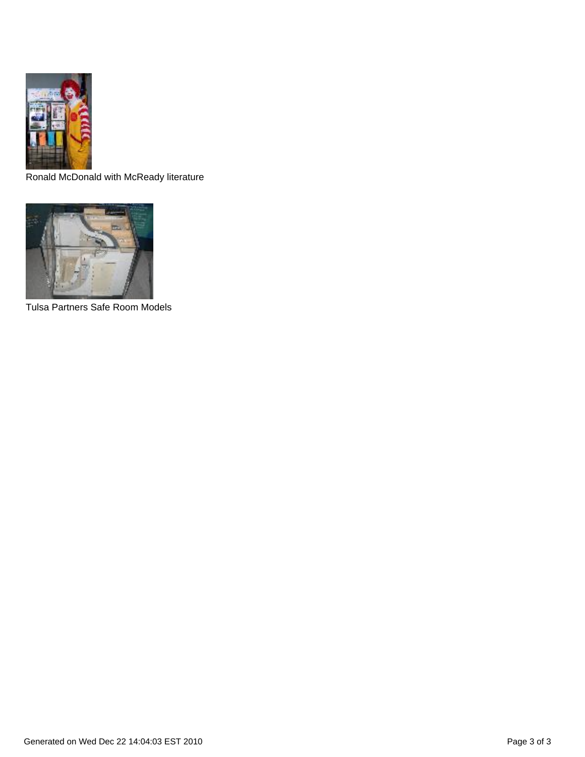Ronald McDonald with McReady literature

Tulsa Partners Safe Room Models